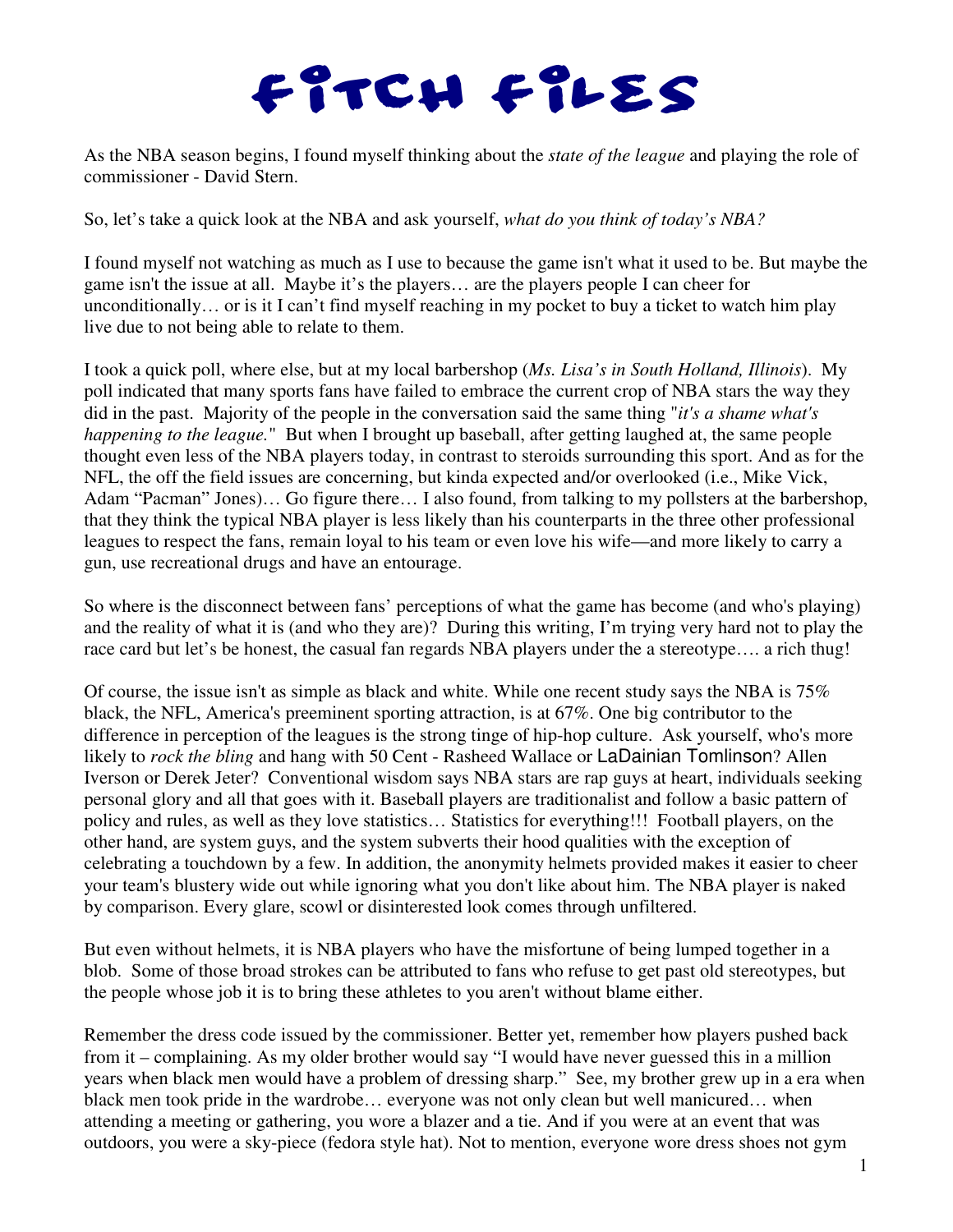# FITCH FILES

As the NBA season begins, I found myself thinking about the *state of the league* and playing the role of commissioner - David Stern.

So, let's take a quick look at the NBA and ask yourself, *what do you think of today's NBA?*

I found myself not watching as much as I use to because the game isn't what it used to be. But maybe the game isn't the issue at all. Maybe it's the players… are the players people I can cheer for unconditionally… or is it I can't find myself reaching in my pocket to buy a ticket to watch him play live due to not being able to relate to them.

I took a quick poll, where else, but at my local barbershop (*Ms. Lisa's in South Holland, Illinois*). My poll indicated that many sports fans have failed to embrace the current crop of NBA stars the way they did in the past. Majority of the people in the conversation said the same thing "*it's a shame what's happening to the league.*" But when I brought up baseball, after getting laughed at, the same people thought even less of the NBA players today, in contrast to steroids surrounding this sport. And as for the NFL, the off the field issues are concerning, but kinda expected and/or overlooked (i.e., Mike Vick, Adam "Pacman" Jones)… Go figure there… I also found, from talking to my pollsters at the barbershop, that they think the typical NBA player is less likely than his counterparts in the three other professional leagues to respect the fans, remain loyal to his team or even love his wife—and more likely to carry a gun, use recreational drugs and have an entourage.

So where is the disconnect between fans' perceptions of what the game has become (and who's playing) and the reality of what it is (and who they are)? During this writing, I'm trying very hard not to play the race card but let's be honest, the casual fan regards NBA players under the a stereotype…. a rich thug!

Of course, the issue isn't as simple as black and white. While one recent study says the NBA is 75% black, the NFL, America's preeminent sporting attraction, is at 67%. One big contributor to the difference in perception of the leagues is the strong tinge of hip-hop culture. Ask yourself, who's more likely to *rock the bling* and hang with 50 Cent - Rasheed Wallace or LaDainian Tomlinson? Allen Iverson or Derek Jeter? Conventional wisdom says NBA stars are rap guys at heart, individuals seeking personal glory and all that goes with it. Baseball players are traditionalist and follow a basic pattern of policy and rules, as well as they love statistics… Statistics for everything!!! Football players, on the other hand, are system guys, and the system subverts their hood qualities with the exception of celebrating a touchdown by a few. In addition, the anonymity helmets provided makes it easier to cheer your team's blustery wide out while ignoring what you don't like about him. The NBA player is naked by comparison. Every glare, scowl or disinterested look comes through unfiltered.

But even without helmets, it is NBA players who have the misfortune of being lumped together in a blob. Some of those broad strokes can be attributed to fans who refuse to get past old stereotypes, but the people whose job it is to bring these athletes to you aren't without blame either.

Remember the dress code issued by the commissioner. Better yet, remember how players pushed back from it – complaining. As my older brother would say "I would have never guessed this in a million years when black men would have a problem of dressing sharp." See, my brother grew up in a era when black men took pride in the wardrobe… everyone was not only clean but well manicured… when attending a meeting or gathering, you wore a blazer and a tie. And if you were at an event that was outdoors, you were a sky-piece (fedora style hat). Not to mention, everyone wore dress shoes not gym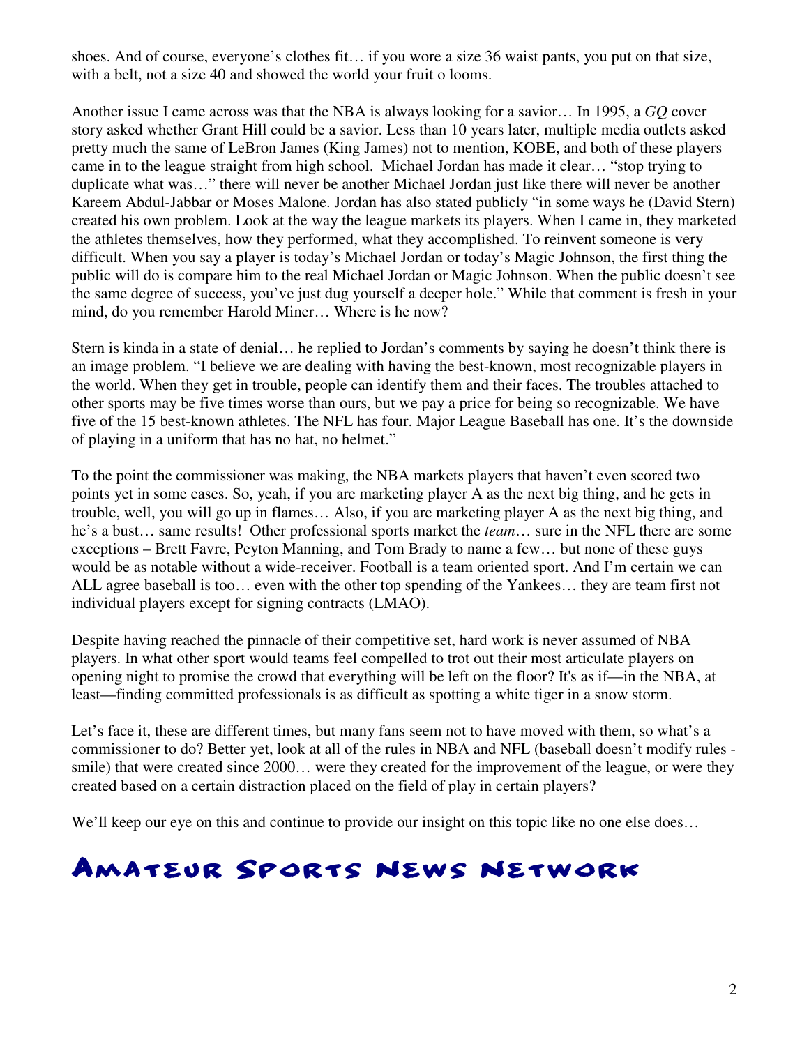shoes. And of course, everyone's clothes fit… if you wore a size 36 waist pants, you put on that size, with a belt, not a size 40 and showed the world your fruit o looms.

Another issue I came across was that the NBA is always looking for a savior… In 1995, a *GQ* cover story asked whether Grant Hill could be a savior. Less than 10 years later, multiple media outlets asked pretty much the same of LeBron James (King James) not to mention, KOBE, and both of these players came in to the league straight from high school. Michael Jordan has made it clear… "stop trying to duplicate what was…" there will never be another Michael Jordan just like there will never be another Kareem Abdul-Jabbar or Moses Malone. Jordan has also stated publicly "in some ways he (David Stern) created his own problem. Look at the way the league markets its players. When I came in, they marketed the athletes themselves, how they performed, what they accomplished. To reinvent someone is very difficult. When you say a player is today's Michael Jordan or today's Magic Johnson, the first thing the public will do is compare him to the real Michael Jordan or Magic Johnson. When the public doesn't see the same degree of success, you've just dug yourself a deeper hole." While that comment is fresh in your mind, do you remember Harold Miner… Where is he now?

Stern is kinda in a state of denial… he replied to Jordan's comments by saying he doesn't think there is an image problem. "I believe we are dealing with having the best-known, most recognizable players in the world. When they get in trouble, people can identify them and their faces. The troubles attached to other sports may be five times worse than ours, but we pay a price for being so recognizable. We have five of the 15 best-known athletes. The NFL has four. Major League Baseball has one. It's the downside of playing in a uniform that has no hat, no helmet."

To the point the commissioner was making, the NBA markets players that haven't even scored two points yet in some cases. So, yeah, if you are marketing player A as the next big thing, and he gets in trouble, well, you will go up in flames… Also, if you are marketing player A as the next big thing, and he's a bust… same results! Other professional sports market the *team*… sure in the NFL there are some exceptions – Brett Favre, Peyton Manning, and Tom Brady to name a few… but none of these guys would be as notable without a wide-receiver. Football is a team oriented sport. And I'm certain we can ALL agree baseball is too… even with the other top spending of the Yankees… they are team first not individual players except for signing contracts (LMAO).

Despite having reached the pinnacle of their competitive set, hard work is never assumed of NBA players. In what other sport would teams feel compelled to trot out their most articulate players on opening night to promise the crowd that everything will be left on the floor? It's as if—in the NBA, at least—finding committed professionals is as difficult as spotting a white tiger in a snow storm.

Let's face it, these are different times, but many fans seem not to have moved with them, so what's a commissioner to do? Better yet, look at all of the rules in NBA and NFL (baseball doesn't modify rules - smile) that were created since 2000… were they created for the improvement of the league, or were they created based on a certain distraction placed on the field of play in certain players?

We'll keep our eye on this and continue to provide our insight on this topic like no one else does…

# Amateur Sports News Network